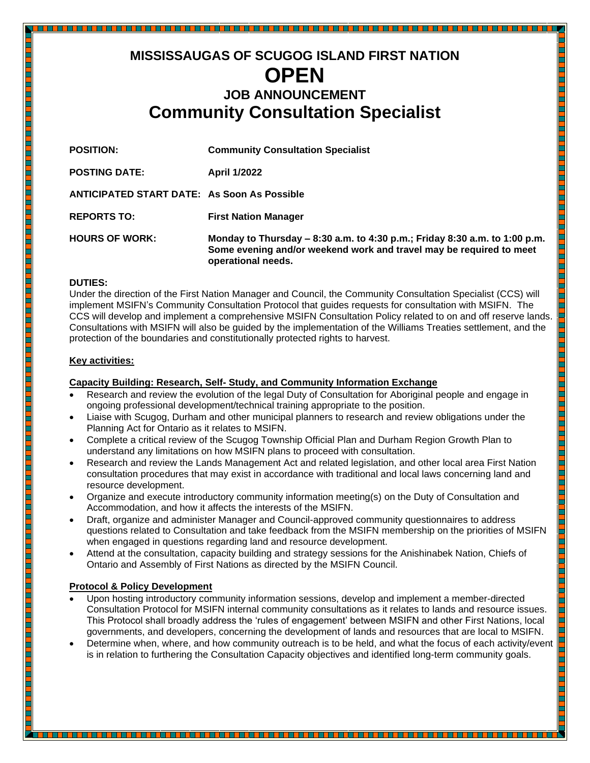# MISSISSAUGAS OF SCUGOG ISLAND FIRST NATION

# OPEN

## JOB ANNOUNCEMENT

# Community Consultation Specialist

**POSITION:** **Community Consultation Specialist**

**POSTING DATE:** **April 1/2022**

**ANTICIPATED START DATE:** **As Soon As Possible**

**REPORTS TO:** **First Nation Manager**

**HOURS OF WORK:** **Monday to Thursday – 8:30 a.m. to 4:30 p.m.; Friday 8:30 a.m. to 1:00 p.m. Some evening and/or weekend work and travel may be required to meet operational needs.**

**DUTIES:**

Under the direction of the First Nation Manager and Council, the Community Consultation Specialist (CCS) will implement MSIFN's Community Consultation Protocol that guides requests for consultation with MSIFN. The CCS will develop and implement a comprehensive MSIFN Consultation Policy related to on and off reserve lands. Consultations with MSIFN will also be guided by the implementation of the Williams Treaties settlement, and the protection of the boundaries and constitutionally protected rights to harvest.

**Key activities:**

**Capacity Building: Research, Self- Study, and Community Information Exchange**

- Research and review the evolution of the legal Duty of Consultation for Aboriginal people and engage in ongoing professional development/technical training appropriate to the position.
- Liaise with Scugog, Durham and other municipal planners to research and review obligations under the Planning Act for Ontario as it relates to MSIFN.
- Complete a critical review of the Scugog Township Official Plan and Durham Region Growth Plan to understand any limitations on how MSIFN plans to proceed with consultation.
- Research and review the Lands Management Act and related legislation, and other local area First Nation consultation procedures that may exist in accordance with traditional and local laws concerning land and resource development.
- Organize and execute introductory community information meeting(s) on the Duty of Consultation and Accommodation, and how it affects the interests of the MSIFN.
- Draft, organize and administer Manager and Council-approved community questionnaires to address questions related to Consultation and take feedback from the MSIFN membership on the priorities of MSIFN when engaged in questions regarding land and resource development.
- Attend at the consultation, capacity building and strategy sessions for the Anishinabek Nation, Chiefs of Ontario and Assembly of First Nations as directed by the MSIFN Council.

**Protocol & Policy Development**

- Upon hosting introductory community information sessions, develop and implement a member-directed Consultation Protocol for MSIFN internal community consultations as it relates to lands and resource issues. This Protocol shall broadly address the 'rules of engagement' between MSIFN and other First Nations, local governments, and developers, concerning the development of lands and resources that are local to MSIFN.
- Determine when, where, and how community outreach is to be held, and what the focus of each activity/event is in relation to furthering the Consultation Capacity objectives and identified long-term community goals.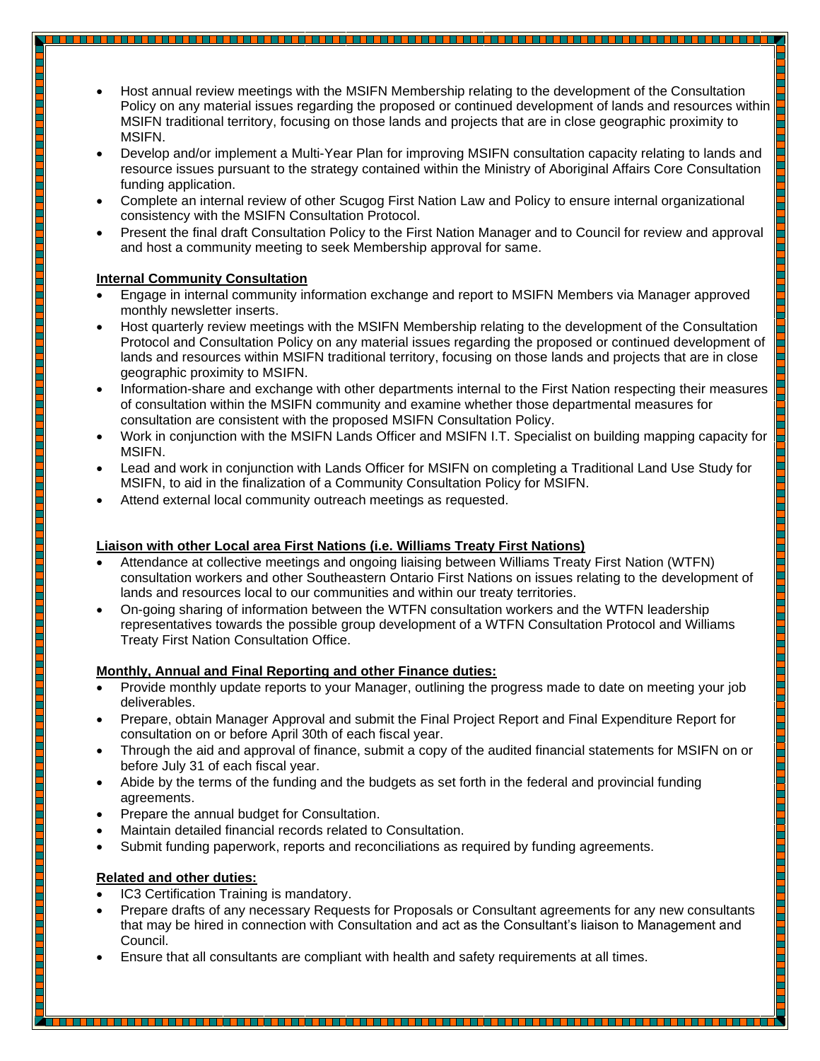- Host annual review meetings with the MSIFN Membership relating to the development of the Consultation Policy on any material issues regarding the proposed or continued development of lands and resources within MSIFN traditional territory, focusing on those lands and projects that are in close geographic proximity to MSIFN.
- Develop and/or implement a Multi-Year Plan for improving MSIFN consultation capacity relating to lands and resource issues pursuant to the strategy contained within the Ministry of Aboriginal Affairs Core Consultation funding application.
- Complete an internal review of other Scugog First Nation Law and Policy to ensure internal organizational consistency with the MSIFN Consultation Protocol.
- Present the final draft Consultation Policy to the First Nation Manager and to Council for review and approval and host a community meeting to seek Membership approval for same.

**Internal Community Consultation**

- Engage in internal community information exchange and report to MSIFN Members via Manager approved monthly newsletter inserts.
- Host quarterly review meetings with the MSIFN Membership relating to the development of the Consultation Protocol and Consultation Policy on any material issues regarding the proposed or continued development of lands and resources within MSIFN traditional territory, focusing on those lands and projects that are in close geographic proximity to MSIFN.
- Information-share and exchange with other departments internal to the First Nation respecting their measures of consultation within the MSIFN community and examine whether those departmental measures for consultation are consistent with the proposed MSIFN Consultation Policy.
- Work in conjunction with the MSIFN Lands Officer and MSIFN I.T. Specialist on building mapping capacity for MSIFN.
- Lead and work in conjunction with Lands Officer for MSIFN on completing a Traditional Land Use Study for MSIFN, to aid in the finalization of a Community Consultation Policy for MSIFN.
- Attend external local community outreach meetings as requested.

**Liaison with other Local area First Nations (i.e. Williams Treaty First Nations)**

- Attendance at collective meetings and ongoing liaising between Williams Treaty First Nation (WTFN) consultation workers and other Southeastern Ontario First Nations on issues relating to the development of lands and resources local to our communities and within our treaty territories.
- On-going sharing of information between the WTFN consultation workers and the WTFN leadership representatives towards the possible group development of a WTFN Consultation Protocol and Williams Treaty First Nation Consultation Office.

**Monthly, Annual and Final Reporting and other Finance duties:**

- Provide monthly update reports to your Manager, outlining the progress made to date on meeting your job deliverables.
- Prepare, obtain Manager Approval and submit the Final Project Report and Final Expenditure Report for consultation on or before April 30th of each fiscal year.
- Through the aid and approval of finance, submit a copy of the audited financial statements for MSIFN on or before July 31 of each fiscal year.
- Abide by the terms of the funding and the budgets as set forth in the federal and provincial funding agreements.
- Prepare the annual budget for Consultation.
- Maintain detailed financial records related to Consultation.
- Submit funding paperwork, reports and reconciliations as required by funding agreements.

**Related and other duties:**

- IC3 Certification Training is mandatory.
- Prepare drafts of any necessary Requests for Proposals or Consultant agreements for any new consultants that may be hired in connection with Consultation and act as the Consultant's liaison to Management and Council.
- Ensure that all consultants are compliant with health and safety requirements at all times.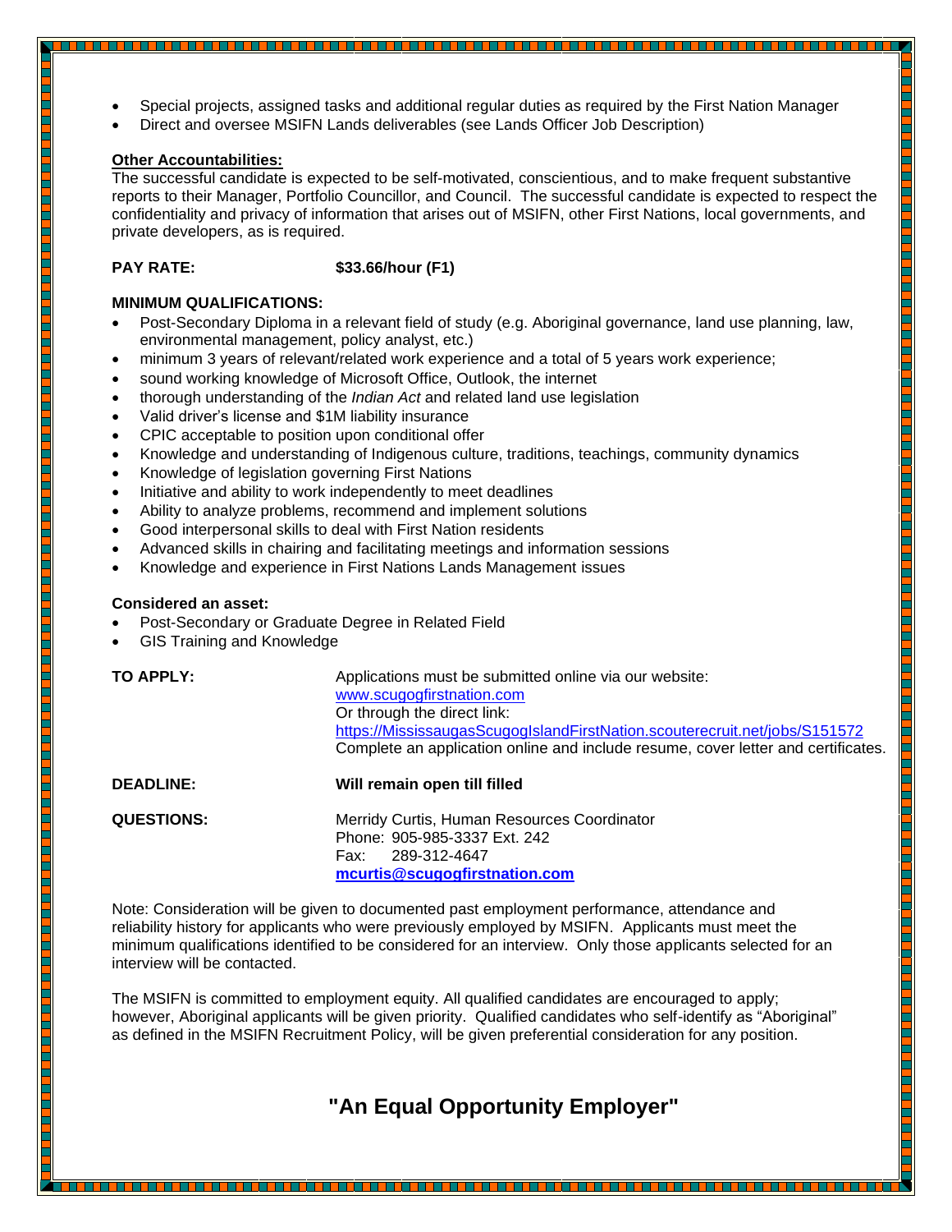- Special projects, assigned tasks and additional regular duties as required by the First Nation Manager
- Direct and oversee MSIFN Lands deliverables (see Lands Officer Job Description)

**Other Accountabilities:**

The successful candidate is expected to be self-motivated, conscientious, and to make frequent substantive reports to their Manager, Portfolio Councillor, and Council. The successful candidate is expected to respect the confidentiality and privacy of information that arises out of MSIFN, other First Nations, local governments, and private developers, as is required.

**PAY RATE:** **$33.66/hour (F1)**

**MINIMUM QUALIFICATIONS:**

- Post-Secondary Diploma in a relevant field of study (e.g. Aboriginal governance, land use planning, law, environmental management, policy analyst, etc.)
- minimum 3 years of relevant/related work experience and a total of 5 years work experience;
- sound working knowledge of Microsoft Office, Outlook, the internet
- thorough understanding of the *Indian Act* and related land use legislation
- Valid driver's license and $1M liability insurance
- CPIC acceptable to position upon conditional offer
- Knowledge and understanding of Indigenous culture, traditions, teachings, community dynamics
- Knowledge of legislation governing First Nations
- Initiative and ability to work independently to meet deadlines
- Ability to analyze problems, recommend and implement solutions
- Good interpersonal skills to deal with First Nation residents
- Advanced skills in chairing and facilitating meetings and information sessions
- Knowledge and experience in First Nations Lands Management issues

**Considered an asset:**

- Post-Secondary or Graduate Degree in Related Field
- GIS Training and Knowledge

**TO APPLY:** Applications must be submitted online via our website: www.scugogfirstnation.com
Or through the direct link: https://MississaugasScugogIslandFirstNation.scouterecruit.net/jobs/S151572
Complete an application online and include resume, cover letter and certificates.

**DEADLINE:** **Will remain open till filled**

**QUESTIONS:** Merridy Curtis, Human Resources Coordinator
Phone: 905-985-3337 Ext. 242
Fax: 289-312-4647
**mcurtis@scugogfirstnation.com**

Note: Consideration will be given to documented past employment performance, attendance and reliability history for applicants who were previously employed by MSIFN. Applicants must meet the minimum qualifications identified to be considered for an interview. Only those applicants selected for an interview will be contacted.

The MSIFN is committed to employment equity. All qualified candidates are encouraged to apply; however, Aboriginal applicants will be given priority. Qualified candidates who self-identify as "Aboriginal" as defined in the MSIFN Recruitment Policy, will be given preferential consideration for any position.

## "An Equal Opportunity Employer"